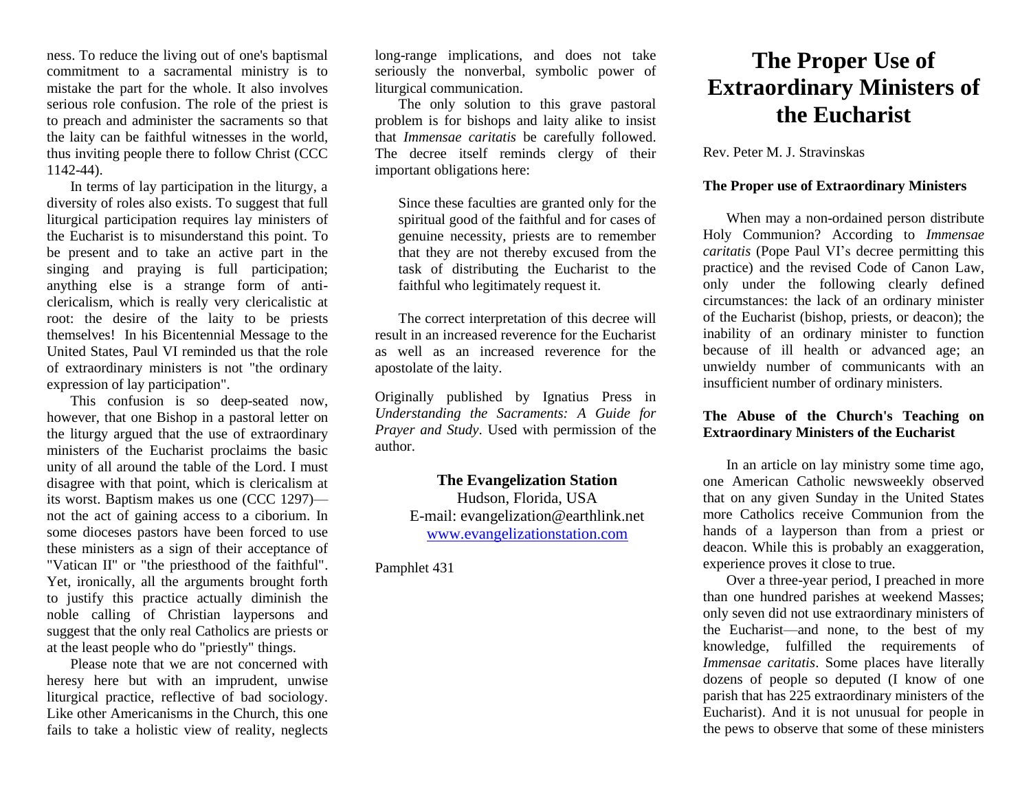ness. To reduce the living out of one's baptismal commitment to a sacramental ministry is to mistake the part for the whole. It also involves serious role confusion. The role of the priest is to preach and administer the sacraments so that the laity can be faithful witnesses in the world, thus inviting people there to follow Christ (CCC 1142-44).

In terms of lay participation in the liturgy, a diversity of roles also exists. To suggest that full liturgical participation requires lay ministers of the Eucharist is to misunderstand this point. To be present and to take an active part in the singing and praying is full participation; anything else is a strange form of anti-clericalism, which is really very clericalistic at root: the desire of the laity to be priests themselves! In his Bicentennial Message to the United States, Paul VI reminded us that the role of extraordinary ministers is not "the ordinary expression of lay participation".

This confusion is so deep-seated now, however, that one Bishop in a pastoral letter on the liturgy argued that the use of extraordinary ministers of the Eucharist proclaims the basic unity of all around the table of the Lord. I must disagree with that point, which is clericalism at its worst. Baptism makes us one (CCC 1297)—not the act of gaining access to a ciborium. In some dioceses pastors have been forced to use these ministers as a sign of their acceptance of "Vatican II" or "the priesthood of the faithful". Yet, ironically, all the arguments brought forth to justify this practice actually diminish the noble calling of Christian laypersons and suggest that the only real Catholics are priests or at the least people who do "priestly" things.

Please note that we are not concerned with heresy here but with an imprudent, unwise liturgical practice, reflective of bad sociology. Like other Americanisms in the Church, this one fails to take a holistic view of reality, neglects long-range implications, and does not take seriously the nonverbal, symbolic power of liturgical communication.

The only solution to this grave pastoral problem is for bishops and laity alike to insist that *Immensae caritatis* be carefully followed. The decree itself reminds clergy of their important obligations here:

> Since these faculties are granted only for the spiritual good of the faithful and for cases of genuine necessity, priests are to remember that they are not thereby excused from the task of distributing the Eucharist to the faithful who legitimately request it.

The correct interpretation of this decree will result in an increased reverence for the Eucharist as well as an increased reverence for the apostolate of the laity.

Originally published by Ignatius Press in *Understanding the Sacraments: A Guide for Prayer and Study*. Used with permission of the author.

**The Evangelization Station**
Hudson, Florida, USA
E-mail: evangelization@earthlink.net
www.evangelizationstation.com

Pamphlet 431

# The Proper Use of Extraordinary Ministers of the Eucharist

Rev. Peter M. J. Stravinskas

**The Proper use of Extraordinary Ministers**

When may a non-ordained person distribute Holy Communion? According to *Immensae caritatis* (Pope Paul VI's decree permitting this practice) and the revised Code of Canon Law, only under the following clearly defined circumstances: the lack of an ordinary minister of the Eucharist (bishop, priests, or deacon); the inability of an ordinary minister to function because of ill health or advanced age; an unwieldy number of communicants with an insufficient number of ordinary ministers.

**The Abuse of the Church's Teaching on Extraordinary Ministers of the Eucharist**

In an article on lay ministry some time ago, one American Catholic newsweekly observed that on any given Sunday in the United States more Catholics receive Communion from the hands of a layperson than from a priest or deacon. While this is probably an exaggeration, experience proves it close to true.

Over a three-year period, I preached in more than one hundred parishes at weekend Masses; only seven did not use extraordinary ministers of the Eucharist—and none, to the best of my knowledge, fulfilled the requirements of *Immensae caritatis*. Some places have literally dozens of people so deputed (I know of one parish that has 225 extraordinary ministers of the Eucharist). And it is not unusual for people in the pews to observe that some of these ministers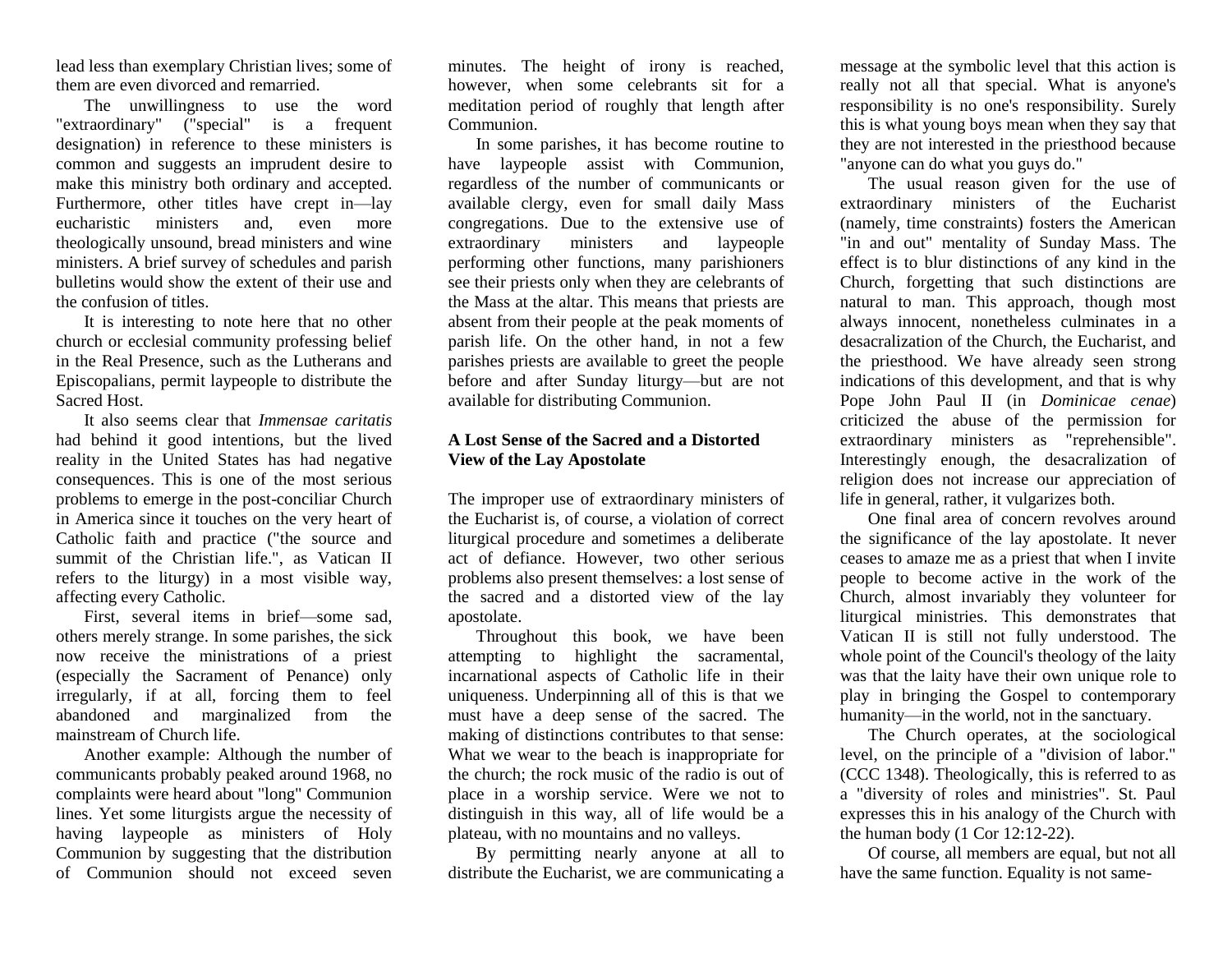lead less than exemplary Christian lives; some of them are even divorced and remarried.

The unwillingness to use the word "extraordinary" ("special" is a frequent designation) in reference to these ministers is common and suggests an imprudent desire to make this ministry both ordinary and accepted. Furthermore, other titles have crept in—lay eucharistic ministers and, even more theologically unsound, bread ministers and wine ministers. A brief survey of schedules and parish bulletins would show the extent of their use and the confusion of titles.

It is interesting to note here that no other church or ecclesial community professing belief in the Real Presence, such as the Lutherans and Episcopalians, permit laypeople to distribute the Sacred Host.

It also seems clear that *Immensae caritatis* had behind it good intentions, but the lived reality in the United States has had negative consequences. This is one of the most serious problems to emerge in the post-conciliar Church in America since it touches on the very heart of Catholic faith and practice ("the source and summit of the Christian life.", as Vatican II refers to the liturgy) in a most visible way, affecting every Catholic.

First, several items in brief—some sad, others merely strange. In some parishes, the sick now receive the ministrations of a priest (especially the Sacrament of Penance) only irregularly, if at all, forcing them to feel abandoned and marginalized from the mainstream of Church life.

Another example: Although the number of communicants probably peaked around 1968, no complaints were heard about "long" Communion lines. Yet some liturgists argue the necessity of having laypeople as ministers of Holy Communion by suggesting that the distribution of Communion should not exceed seven minutes. The height of irony is reached, however, when some celebrants sit for a meditation period of roughly that length after Communion.

In some parishes, it has become routine to have laypeople assist with Communion, regardless of the number of communicants or available clergy, even for small daily Mass congregations. Due to the extensive use of extraordinary ministers and laypeople performing other functions, many parishioners see their priests only when they are celebrants of the Mass at the altar. This means that priests are absent from their people at the peak moments of parish life. On the other hand, in not a few parishes priests are available to greet the people before and after Sunday liturgy—but are not available for distributing Communion.

**A Lost Sense of the Sacred and a Distorted View of the Lay Apostolate**

The improper use of extraordinary ministers of the Eucharist is, of course, a violation of correct liturgical procedure and sometimes a deliberate act of defiance. However, two other serious problems also present themselves: a lost sense of the sacred and a distorted view of the lay apostolate.

Throughout this book, we have been attempting to highlight the sacramental, incarnational aspects of Catholic life in their uniqueness. Underpinning all of this is that we must have a deep sense of the sacred. The making of distinctions contributes to that sense: What we wear to the beach is inappropriate for the church; the rock music of the radio is out of place in a worship service. Were we not to distinguish in this way, all of life would be a plateau, with no mountains and no valleys.

By permitting nearly anyone at all to distribute the Eucharist, we are communicating a message at the symbolic level that this action is really not all that special. What is anyone's responsibility is no one's responsibility. Surely this is what young boys mean when they say that they are not interested in the priesthood because "anyone can do what you guys do."

The usual reason given for the use of extraordinary ministers of the Eucharist (namely, time constraints) fosters the American "in and out" mentality of Sunday Mass. The effect is to blur distinctions of any kind in the Church, forgetting that such distinctions are natural to man. This approach, though most always innocent, nonetheless culminates in a desacralization of the Church, the Eucharist, and the priesthood. We have already seen strong indications of this development, and that is why Pope John Paul II (in *Dominicae cenae*) criticized the abuse of the permission for extraordinary ministers as "reprehensible". Interestingly enough, the desacralization of religion does not increase our appreciation of life in general, rather, it vulgarizes both.

One final area of concern revolves around the significance of the lay apostolate. It never ceases to amaze me as a priest that when I invite people to become active in the work of the Church, almost invariably they volunteer for liturgical ministries. This demonstrates that Vatican II is still not fully understood. The whole point of the Council's theology of the laity was that the laity have their own unique role to play in bringing the Gospel to contemporary humanity—in the world, not in the sanctuary.

The Church operates, at the sociological level, on the principle of a "division of labor." (CCC 1348). Theologically, this is referred to as a "diversity of roles and ministries". St. Paul expresses this in his analogy of the Church with the human body (1 Cor 12:12-22).

Of course, all members are equal, but not all have the same function. Equality is not same-